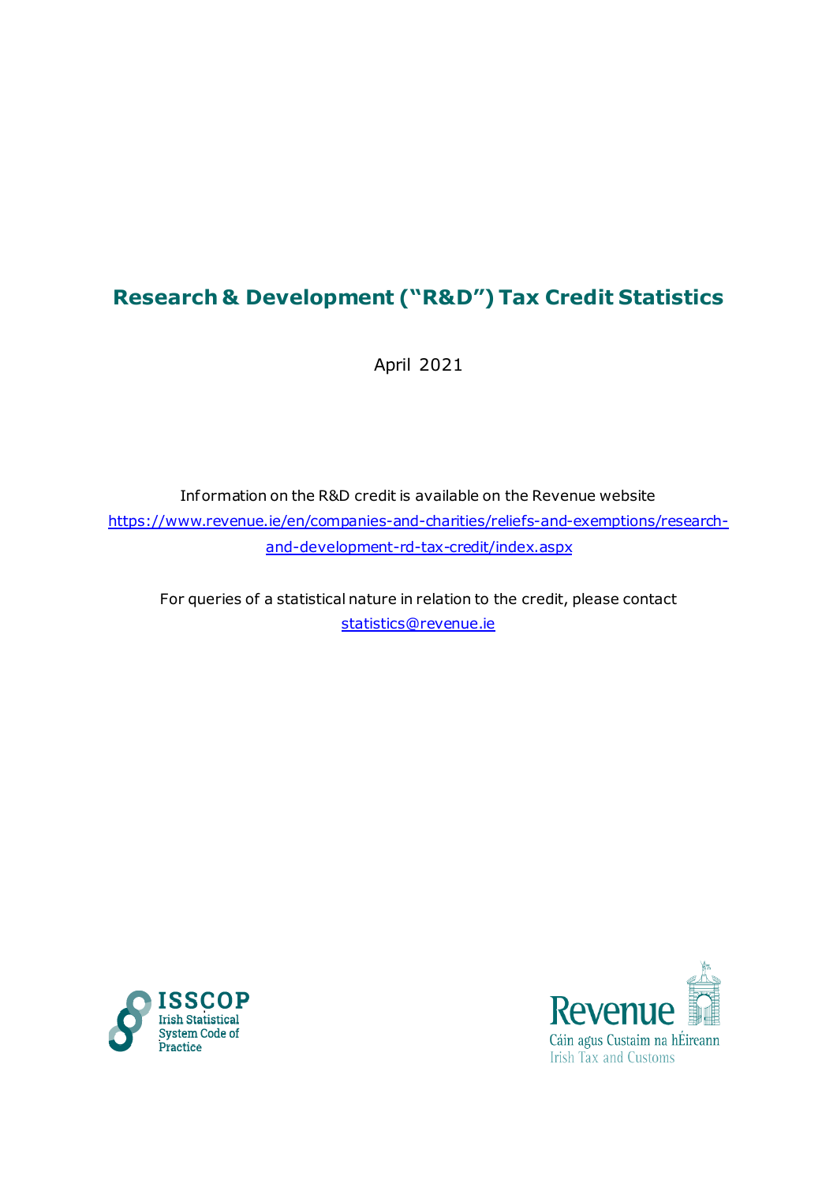# Research & Development ("R&D") Tax Credit Statistics

April 2021

Information on the R&D credit is available on the Revenue website
https://www.revenue.ie/en/companies-and-charities/reliefs-and-exemptions/research-and-development-rd-tax-credit/index.aspx

For queries of a statistical nature in relation to the credit, please contact
statistics@revenue.ie

ISSCOP
Irish Statistical System Code of Practice

Revenue
Cáin agus Custaim na hÉireann
Irish Tax and Customs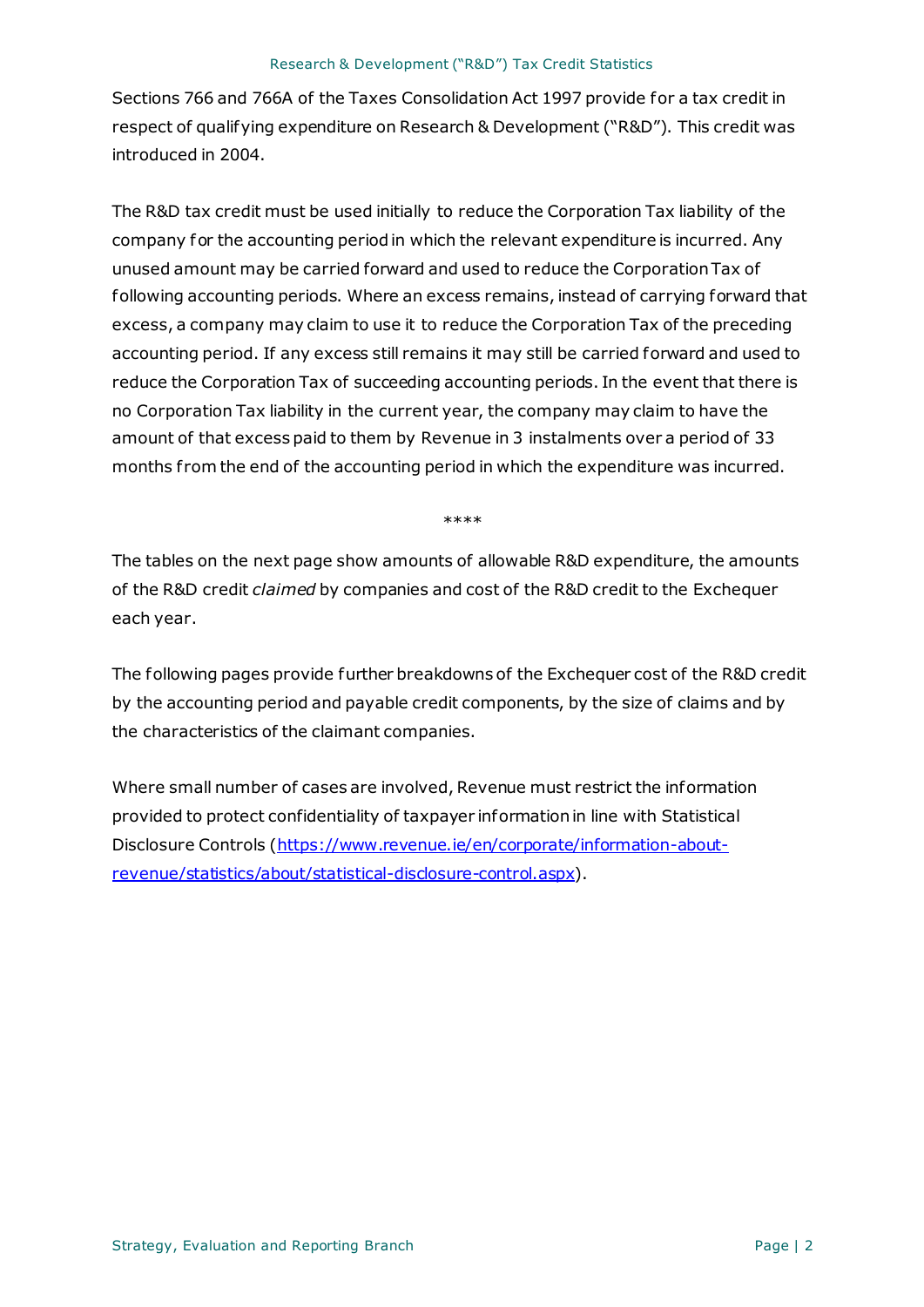Sections 766 and 766A of the Taxes Consolidation Act 1997 provide for a tax credit in respect of qualifying expenditure on Research & Development ("R&D"). This credit was introduced in 2004.

The R&D tax credit must be used initially to reduce the Corporation Tax liability of the company for the accounting period in which the relevant expenditure is incurred. Any unused amount may be carried forward and used to reduce the Corporation Tax of following accounting periods. Where an excess remains, instead of carrying forward that excess, a company may claim to use it to reduce the Corporation Tax of the preceding accounting period. If any excess still remains it may still be carried forward and used to reduce the Corporation Tax of succeeding accounting periods. In the event that there is no Corporation Tax liability in the current year, the company may claim to have the amount of that excess paid to them by Revenue in 3 instalments over a period of 33 months from the end of the accounting period in which the expenditure was incurred.

****

The tables on the next page show amounts of allowable R&D expenditure, the amounts of the R&D credit *claimed* by companies and cost of the R&D credit to the Exchequer each year.

The following pages provide further breakdowns of the Exchequer cost of the R&D credit by the accounting period and payable credit components, by the size of claims and by the characteristics of the claimant companies.

Where small number of cases are involved, Revenue must restrict the information provided to protect confidentiality of taxpayer information in line with Statistical Disclosure Controls ([https://www.revenue.ie/en/corporate/information-about-revenue/statistics/about/statistical-disclosure-control.aspx](https://www.revenue.ie/en/corporate/information-about-revenue/statistics/about/statistical-disclosure-control.aspx)).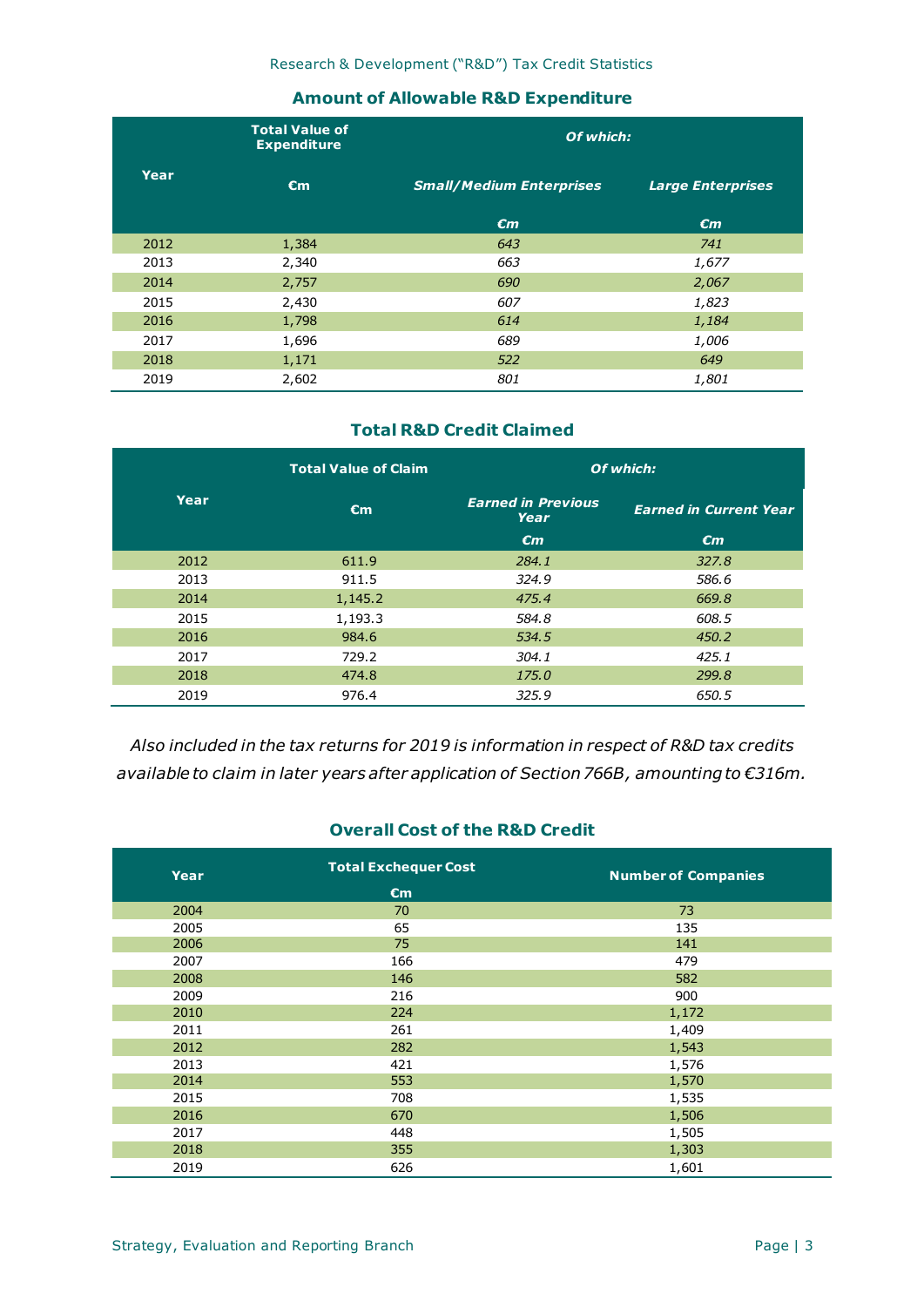## Amount of Allowable R&D Expenditure

| Year | Total Value of Expenditure | Of which: | |
|---|---|---|---|
| | €m | *Small/Medium Enterprises* | *Large Enterprises* |
| | | *€m* | *€m* |
| 2012 | 1,384 | *643* | *741* |
| 2013 | 2,340 | *663* | *1,677* |
| 2014 | 2,757 | *690* | *2,067* |
| 2015 | 2,430 | *607* | *1,823* |
| 2016 | 1,798 | *614* | *1,184* |
| 2017 | 1,696 | *689* | *1,006* |
| 2018 | 1,171 | *522* | *649* |
| 2019 | 2,602 | *801* | *1,801* |

## Total R&D Credit Claimed

| Year | Total Value of Claim | Of which: | |
|---|---|---|---|
| | €m | *Earned in Previous Year* | *Earned in Current Year* |
| | | *€m* | *€m* |
| 2012 | 611.9 | *284.1* | *327.8* |
| 2013 | 911.5 | *324.9* | *586.6* |
| 2014 | 1,145.2 | *475.4* | *669.8* |
| 2015 | 1,193.3 | *584.8* | *608.5* |
| 2016 | 984.6 | *534.5* | *450.2* |
| 2017 | 729.2 | *304.1* | *425.1* |
| 2018 | 474.8 | *175.0* | *299.8* |
| 2019 | 976.4 | *325.9* | *650.5* |

*Also included in the tax returns for 2019 is information in respect of R&D tax credits available to claim in later years after application of Section 766B, amounting to €316m.*

## Overall Cost of the R&D Credit

| Year | Total Exchequer Cost €m | Number of Companies |
|---|---|---|
| 2004 | 70 | 73 |
| 2005 | 65 | 135 |
| 2006 | 75 | 141 |
| 2007 | 166 | 479 |
| 2008 | 146 | 582 |
| 2009 | 216 | 900 |
| 2010 | 224 | 1,172 |
| 2011 | 261 | 1,409 |
| 2012 | 282 | 1,543 |
| 2013 | 421 | 1,576 |
| 2014 | 553 | 1,570 |
| 2015 | 708 | 1,535 |
| 2016 | 670 | 1,506 |
| 2017 | 448 | 1,505 |
| 2018 | 355 | 1,303 |
| 2019 | 626 | 1,601 |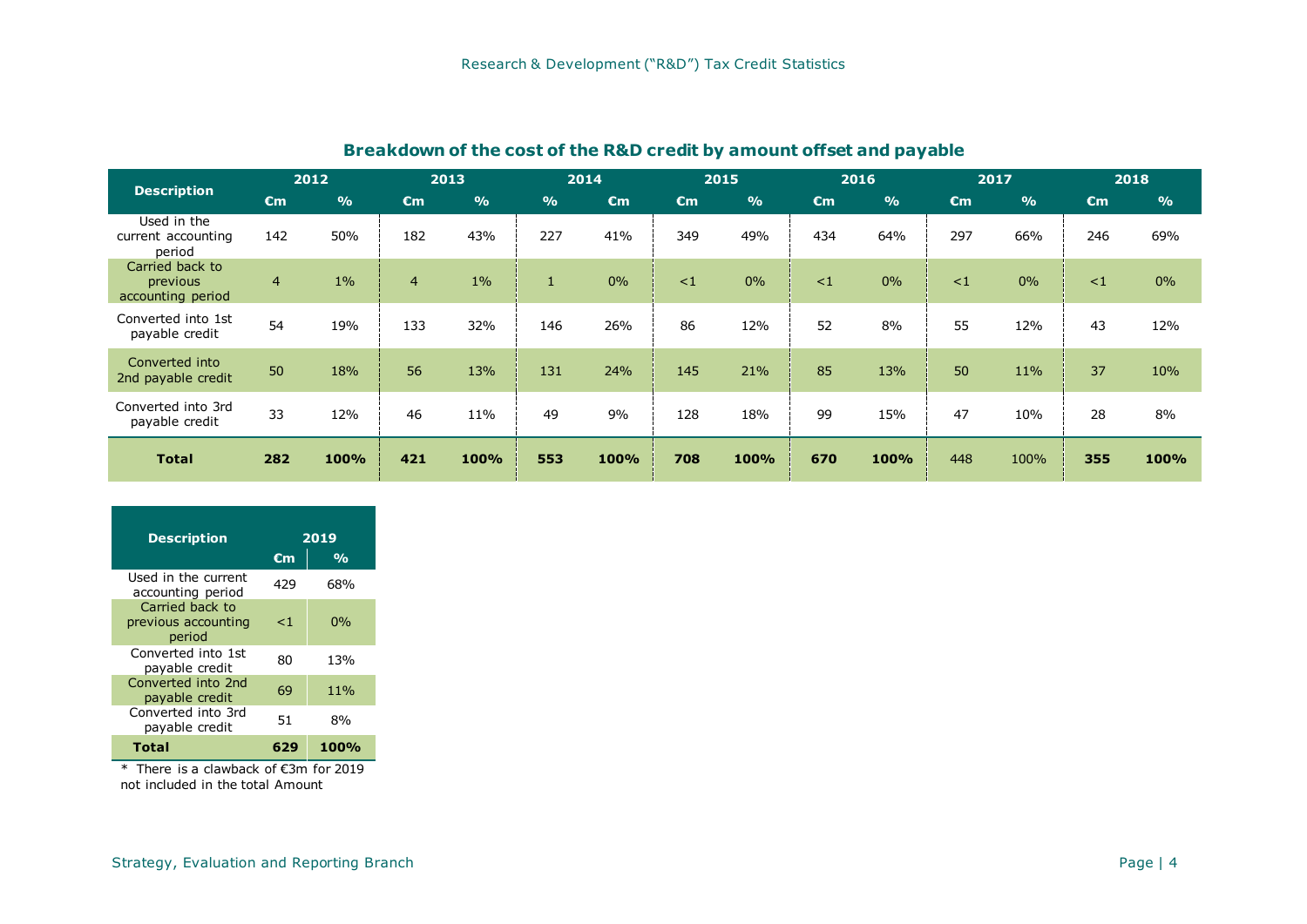## Breakdown of the cost of the R&D credit by amount offset and payable

| Description | 2012 | | 2013 | | 2014 | | 2015 | | 2016 | | 2017 | | 2018 | |
|---|---|---|---|---|---|---|---|---|---|---|---|---|---|---|
| | €m | % | €m | % | % | €m | €m | % | €m | % | €m | % | €m | % |
| Used in the current accounting period | 142 | 50% | 182 | 43% | 227 | 41% | 349 | 49% | 434 | 64% | 297 | 66% | 246 | 69% |
| Carried back to previous accounting period | 4 | 1% | 4 | 1% | 1 | 0% | <1 | 0% | <1 | 0% | <1 | 0% | <1 | 0% |
| Converted into 1st payable credit | 54 | 19% | 133 | 32% | 146 | 26% | 86 | 12% | 52 | 8% | 55 | 12% | 43 | 12% |
| Converted into 2nd payable credit | 50 | 18% | 56 | 13% | 131 | 24% | 145 | 21% | 85 | 13% | 50 | 11% | 37 | 10% |
| Converted into 3rd payable credit | 33 | 12% | 46 | 11% | 49 | 9% | 128 | 18% | 99 | 15% | 47 | 10% | 28 | 8% |
| **Total** | **282** | **100%** | **421** | **100%** | **553** | **100%** | **708** | **100%** | **670** | **100%** | 448 | 100% | **355** | **100%** |

| Description | 2019 | |
|---|---|---|
| | €m | % |
| Used in the current accounting period | 429 | 68% |
| Carried back to previous accounting period | <1 | 0% |
| Converted into 1st payable credit | 80 | 13% |
| Converted into 2nd payable credit | 69 | 11% |
| Converted into 3rd payable credit | 51 | 8% |
| **Total** | **629** | **100%** |

* There is a clawback of €3m for 2019 not included in the total Amount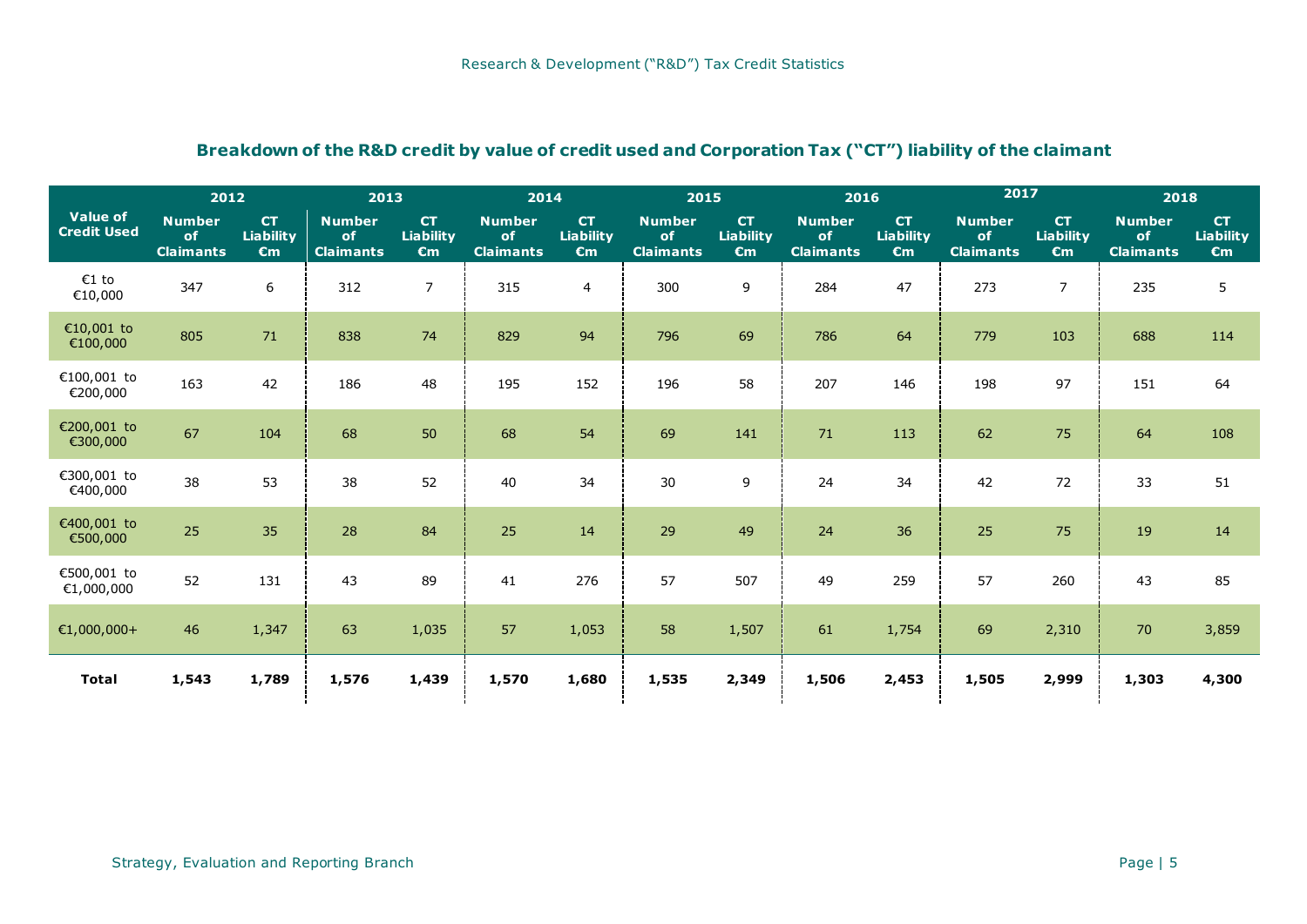## Breakdown of the R&D credit by value of credit used and Corporation Tax ("CT") liability of the claimant

| Value of Credit Used | 2012 | | 2013 | | 2014 | | 2015 | | 2016 | | 2017 | | 2018 | |
|---|---|---|---|---|---|---|---|---|---|---|---|---|---|---|
| | Number of Claimants | CT Liability €m | Number of Claimants | CT Liability €m | Number of Claimants | CT Liability €m | Number of Claimants | CT Liability €m | Number of Claimants | CT Liability €m | Number of Claimants | CT Liability €m | Number of Claimants | CT Liability €m |
| €1 to €10,000 | 347 | 6 | 312 | 7 | 315 | 4 | 300 | 9 | 284 | 47 | 273 | 7 | 235 | 5 |
| €10,001 to €100,000 | 805 | 71 | 838 | 74 | 829 | 94 | 796 | 69 | 786 | 64 | 779 | 103 | 688 | 114 |
| €100,001 to €200,000 | 163 | 42 | 186 | 48 | 195 | 152 | 196 | 58 | 207 | 146 | 198 | 97 | 151 | 64 |
| €200,001 to €300,000 | 67 | 104 | 68 | 50 | 68 | 54 | 69 | 141 | 71 | 113 | 62 | 75 | 64 | 108 |
| €300,001 to €400,000 | 38 | 53 | 38 | 52 | 40 | 34 | 30 | 9 | 24 | 34 | 42 | 72 | 33 | 51 |
| €400,001 to €500,000 | 25 | 35 | 28 | 84 | 25 | 14 | 29 | 49 | 24 | 36 | 25 | 75 | 19 | 14 |
| €500,001 to €1,000,000 | 52 | 131 | 43 | 89 | 41 | 276 | 57 | 507 | 49 | 259 | 57 | 260 | 43 | 85 |
| €1,000,000+ | 46 | 1,347 | 63 | 1,035 | 57 | 1,053 | 58 | 1,507 | 61 | 1,754 | 69 | 2,310 | 70 | 3,859 |
| **Total** | **1,543** | **1,789** | **1,576** | **1,439** | **1,570** | **1,680** | **1,535** | **2,349** | **1,506** | **2,453** | **1,505** | **2,999** | **1,303** | **4,300** |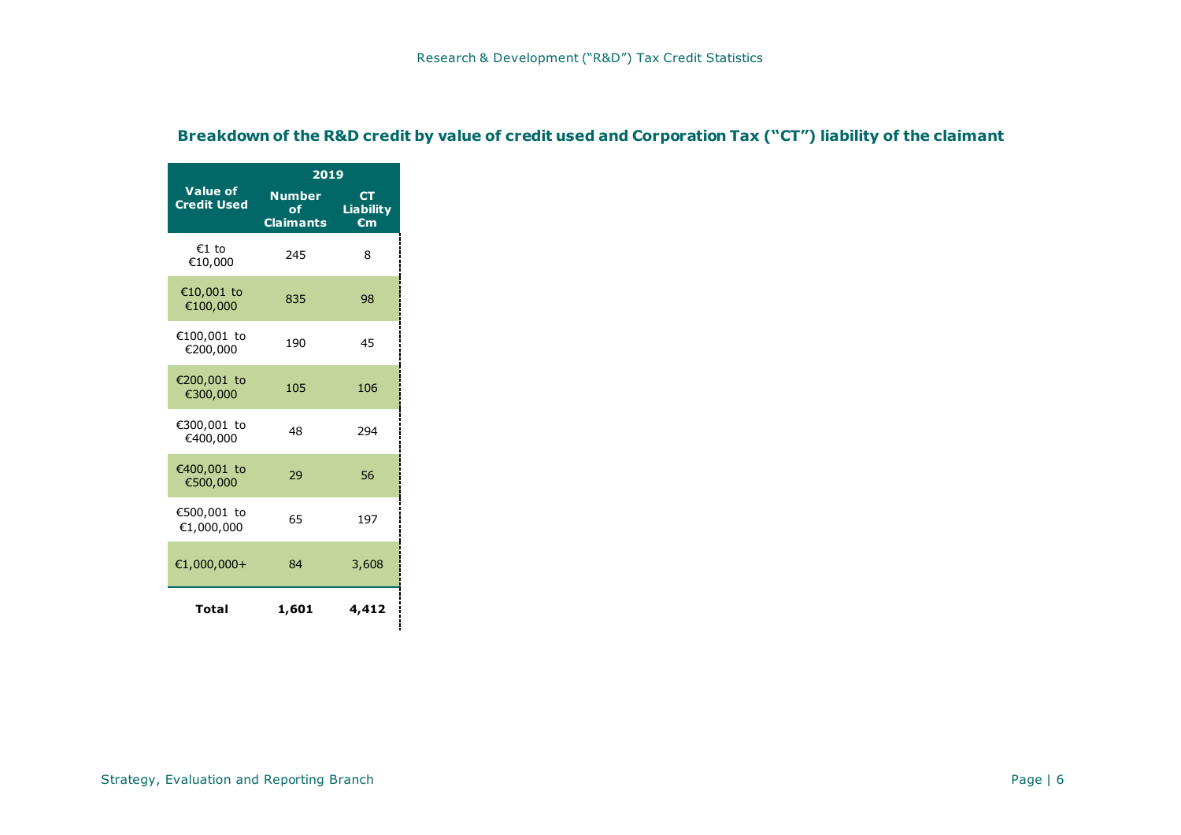## Breakdown of the R&D credit by value of credit used and Corporation Tax ("CT") liability of the claimant

| Value of Credit Used | 2019 | |
|---|---|---|
| | Number of Claimants | CT Liability €m |
| €1 to €10,000 | 245 | 8 |
| €10,001 to €100,000 | 835 | 98 |
| €100,001 to €200,000 | 190 | 45 |
| €200,001 to €300,000 | 105 | 106 |
| €300,001 to €400,000 | 48 | 294 |
| €400,001 to €500,000 | 29 | 56 |
| €500,001 to €1,000,000 | 65 | 197 |
| €1,000,000+ | 84 | 3,608 |
| **Total** | **1,601** | **4,412** |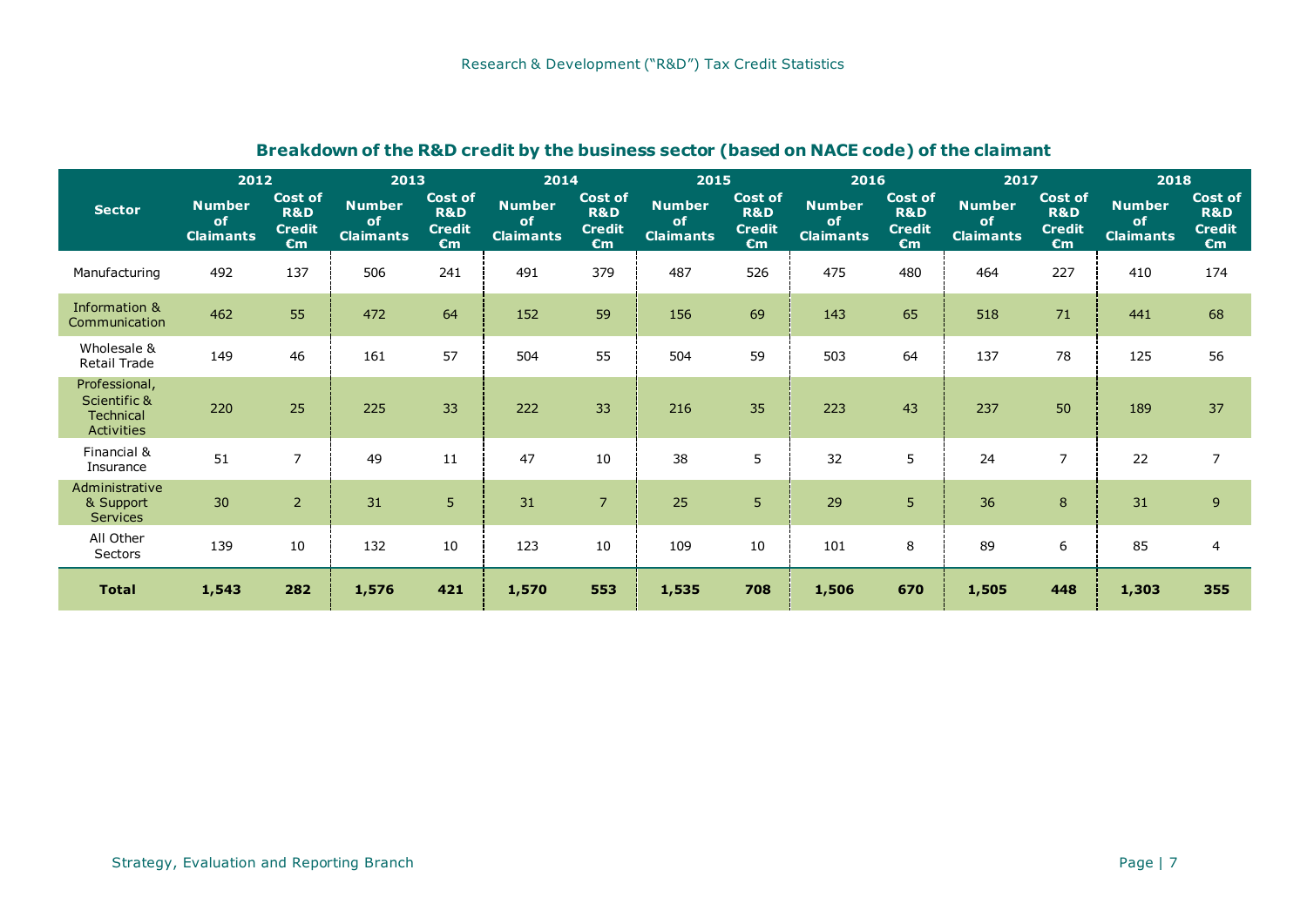## Breakdown of the R&D credit by the business sector (based on NACE code) of the claimant

| Sector | 2012 | | 2013 | | 2014 | | 2015 | | 2016 | | 2017 | | 2018 | |
|---|---|---|---|---|---|---|---|---|---|---|---|---|---|---|
| | Number of Claimants | Cost of R&D Credit €m | Number of Claimants | Cost of R&D Credit €m | Number of Claimants | Cost of R&D Credit €m | Number of Claimants | Cost of R&D Credit €m | Number of Claimants | Cost of R&D Credit €m | Number of Claimants | Cost of R&D Credit €m | Number of Claimants | Cost of R&D Credit €m |
| Manufacturing | 492 | 137 | 506 | 241 | 491 | 379 | 487 | 526 | 475 | 480 | 464 | 227 | 410 | 174 |
| Information & Communication | 462 | 55 | 472 | 64 | 152 | 59 | 156 | 69 | 143 | 65 | 518 | 71 | 441 | 68 |
| Wholesale & Retail Trade | 149 | 46 | 161 | 57 | 504 | 55 | 504 | 59 | 503 | 64 | 137 | 78 | 125 | 56 |
| Professional, Scientific & Technical Activities | 220 | 25 | 225 | 33 | 222 | 33 | 216 | 35 | 223 | 43 | 237 | 50 | 189 | 37 |
| Financial & Insurance | 51 | 7 | 49 | 11 | 47 | 10 | 38 | 5 | 32 | 5 | 24 | 7 | 22 | 7 |
| Administrative & Support Services | 30 | 2 | 31 | 5 | 31 | 7 | 25 | 5 | 29 | 5 | 36 | 8 | 31 | 9 |
| All Other Sectors | 139 | 10 | 132 | 10 | 123 | 10 | 109 | 10 | 101 | 8 | 89 | 6 | 85 | 4 |
| **Total** | **1,543** | **282** | **1,576** | **421** | **1,570** | **553** | **1,535** | **708** | **1,506** | **670** | **1,505** | **448** | **1,303** | **355** |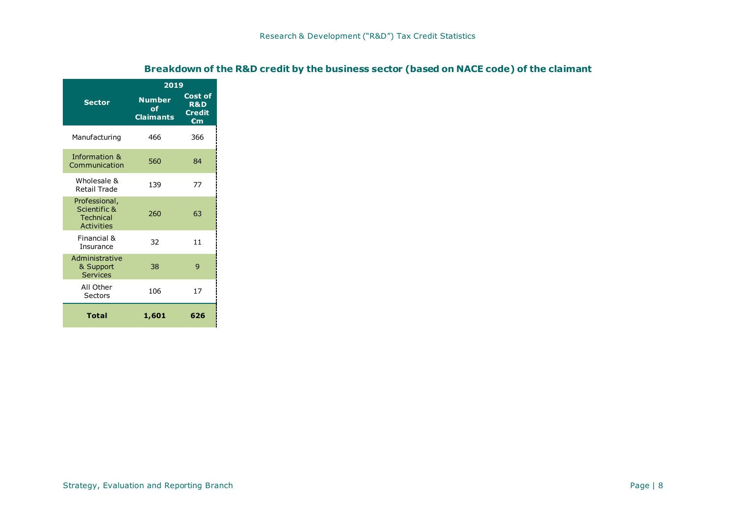## Breakdown of the R&D credit by the business sector (based on NACE code) of the claimant

| Sector | 2019 | |
|---|---|---|
| | Number of Claimants | Cost of R&D Credit €m |
| Manufacturing | 466 | 366 |
| Information & Communication | 560 | 84 |
| Wholesale & Retail Trade | 139 | 77 |
| Professional, Scientific & Technical Activities | 260 | 63 |
| Financial & Insurance | 32 | 11 |
| Administrative & Support Services | 38 | 9 |
| All Other Sectors | 106 | 17 |
| **Total** | **1,601** | **626** |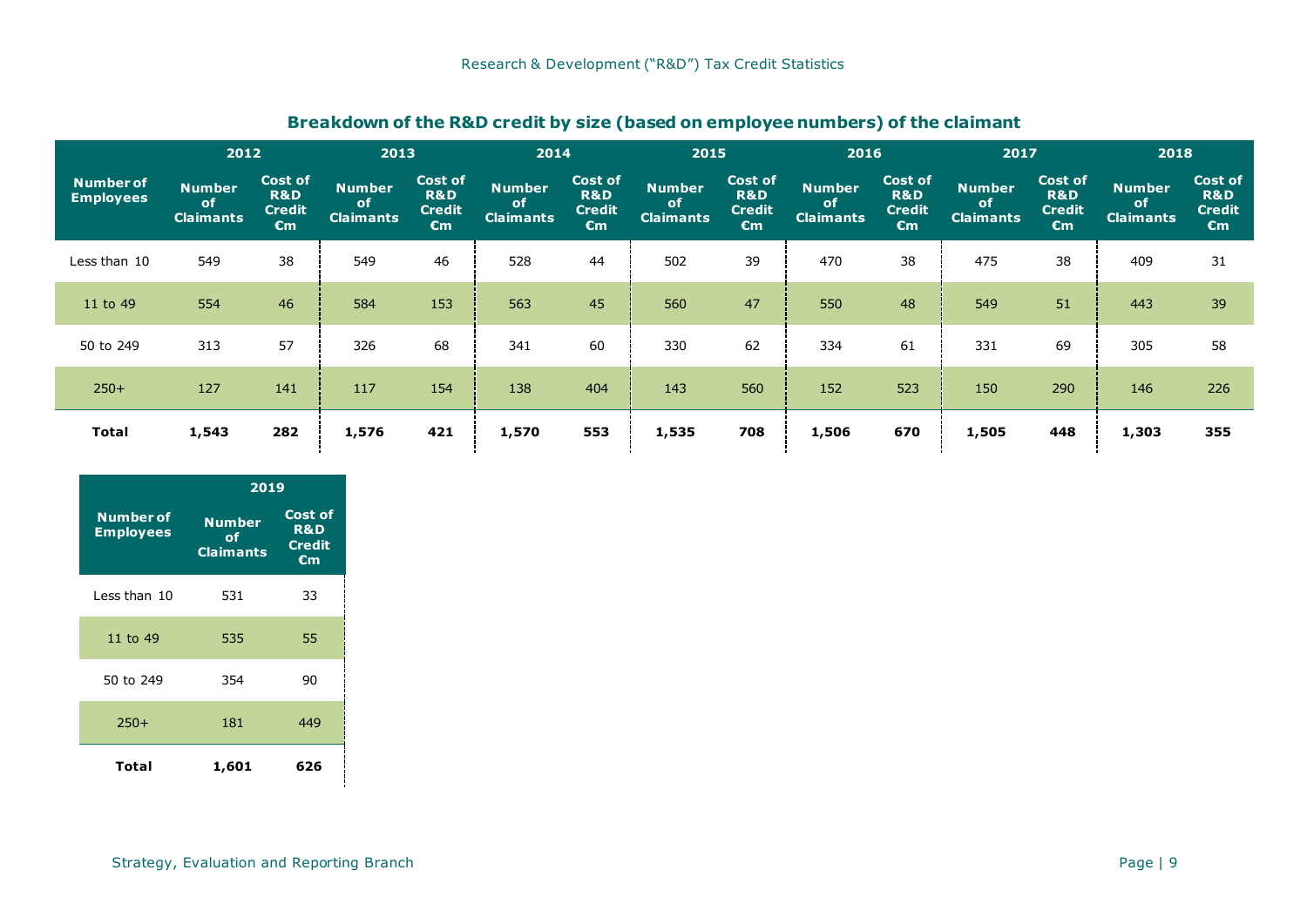## Breakdown of the R&D credit by size (based on employee numbers) of the claimant

| Number of Employees | 2012 | | 2013 | | 2014 | | 2015 | | 2016 | | 2017 | | 2018 | |
|---|---|---|---|---|---|---|---|---|---|---|---|---|---|---|
| | Number of Claimants | Cost of R&D Credit €m | Number of Claimants | Cost of R&D Credit €m | Number of Claimants | Cost of R&D Credit €m | Number of Claimants | Cost of R&D Credit €m | Number of Claimants | Cost of R&D Credit €m | Number of Claimants | Cost of R&D Credit €m | Number of Claimants | Cost of R&D Credit €m |
| Less than 10 | 549 | 38 | 549 | 46 | 528 | 44 | 502 | 39 | 470 | 38 | 475 | 38 | 409 | 31 |
| 11 to 49 | 554 | 46 | 584 | 153 | 563 | 45 | 560 | 47 | 550 | 48 | 549 | 51 | 443 | 39 |
| 50 to 249 | 313 | 57 | 326 | 68 | 341 | 60 | 330 | 62 | 334 | 61 | 331 | 69 | 305 | 58 |
| 250+ | 127 | 141 | 117 | 154 | 138 | 404 | 143 | 560 | 152 | 523 | 150 | 290 | 146 | 226 |
| **Total** | **1,543** | **282** | **1,576** | **421** | **1,570** | **553** | **1,535** | **708** | **1,506** | **670** | **1,505** | **448** | **1,303** | **355** |

| Number of Employees | 2019 | |
|---|---|---|
| | Number of Claimants | Cost of R&D Credit €m |
| Less than 10 | 531 | 33 |
| 11 to 49 | 535 | 55 |
| 50 to 249 | 354 | 90 |
| 250+ | 181 | 449 |
| **Total** | **1,601** | **626** |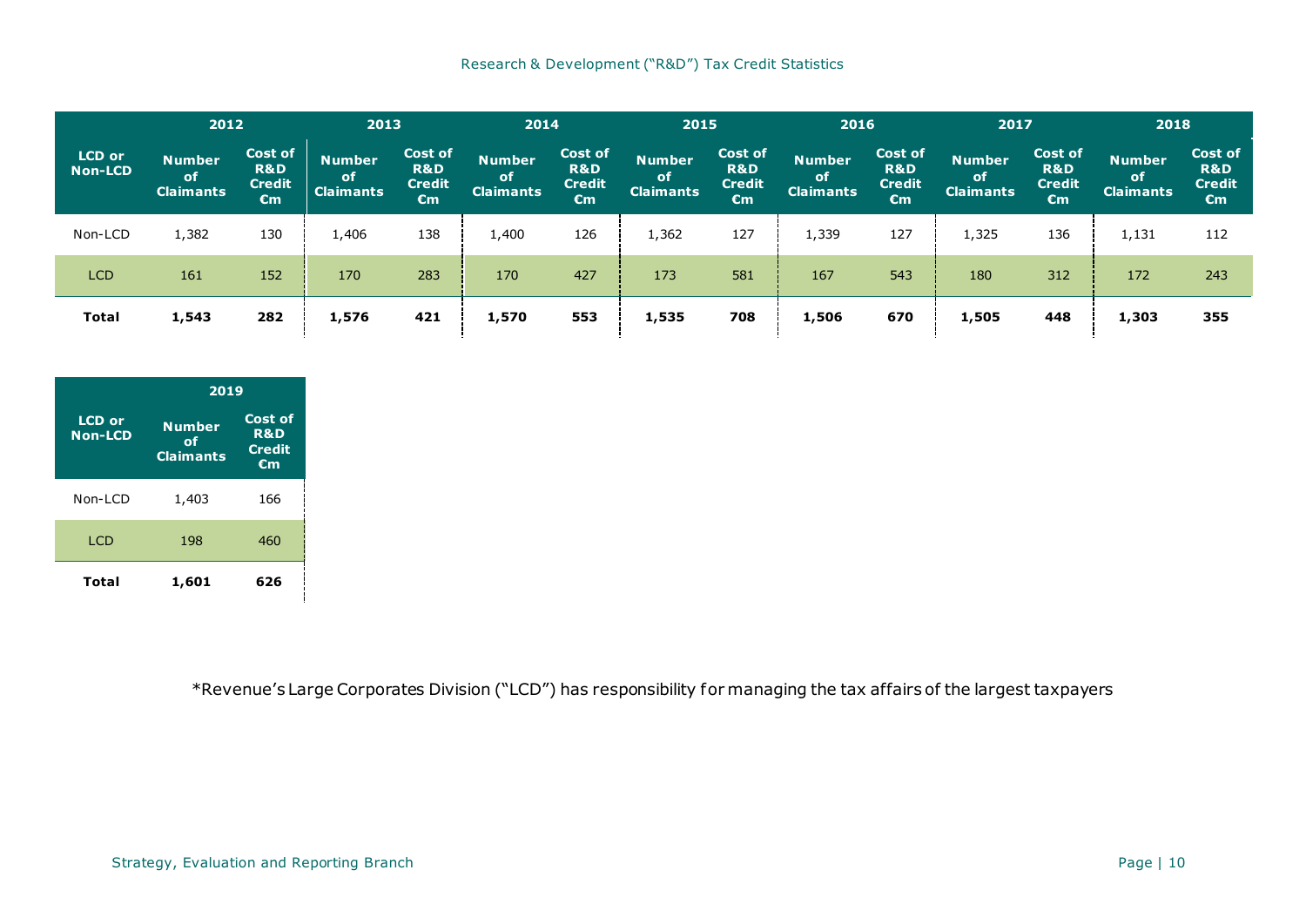Research & Development ("R&D") Tax Credit Statistics

| | 2012 | | 2013 | | 2014 | | 2015 | | 2016 | | 2017 | | 2018 | |
|---|---|---|---|---|---|---|---|---|---|---|---|---|---|---|
| LCD or Non-LCD | Number of Claimants | Cost of R&D Credit €m | Number of Claimants | Cost of R&D Credit €m | Number of Claimants | Cost of R&D Credit €m | Number of Claimants | Cost of R&D Credit €m | Number of Claimants | Cost of R&D Credit €m | Number of Claimants | Cost of R&D Credit €m | Number of Claimants | Cost of R&D Credit €m |
| Non-LCD | 1,382 | 130 | 1,406 | 138 | 1,400 | 126 | 1,362 | 127 | 1,339 | 127 | 1,325 | 136 | 1,131 | 112 |
| LCD | 161 | 152 | 170 | 283 | 170 | 427 | 173 | 581 | 167 | 543 | 180 | 312 | 172 | 243 |
| **Total** | **1,543** | **282** | **1,576** | **421** | **1,570** | **553** | **1,535** | **708** | **1,506** | **670** | **1,505** | **448** | **1,303** | **355** |

| | 2019 | |
|---|---|---|
| LCD or Non-LCD | Number of Claimants | Cost of R&D Credit €m |
| Non-LCD | 1,403 | 166 |
| LCD | 198 | 460 |
| **Total** | **1,601** | **626** |

*Revenue's Large Corporates Division ("LCD") has responsibility for managing the tax affairs of the largest taxpayers

Strategy, Evaluation and Reporting Branch